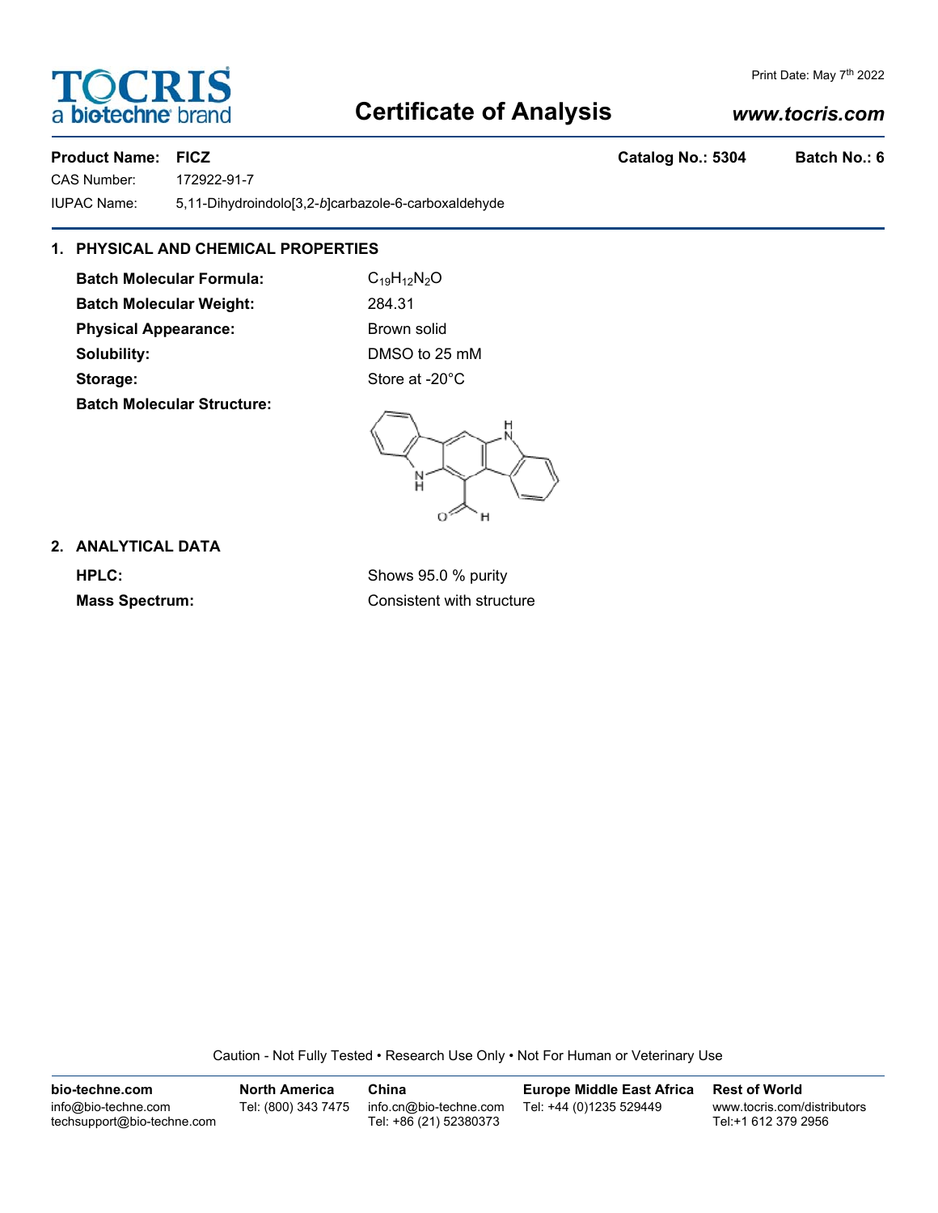# Certificate of Analysis

Print Date: May 7th 2022

www.tocris.com

**Product Name: FICZ** **Catalog No.: 5304** **Batch No.: 6**

CAS Number: 172922-91-7

IUPAC Name: 5,11-Dihydroindolo[3,2-*b*]carbazole-6-carboxaldehyde

## 1. PHYSICAL AND CHEMICAL PROPERTIES

**Batch Molecular Formula:** $C_{19}H_{12}N_2O$

**Batch Molecular Weight:** 284.31

**Physical Appearance:** Brown solid

**Solubility:** DMSO to 25 mM

**Storage:** Store at -20°C

**Batch Molecular Structure:**

## 2. ANALYTICAL DATA

**HPLC:** Shows 95.0 % purity

**Mass Spectrum:** Consistent with structure

Caution - Not Fully Tested • Research Use Only • Not For Human or Veterinary Use

| bio-techne.com | North America | China | Europe Middle East Africa | Rest of World |
| --- | --- | --- | --- | --- |
| info@bio-techne.com<br>techsupport@bio-techne.com | Tel: (800) 343 7475 | info.cn@bio-techne.com<br>Tel: +86 (21) 52380373 | Tel: +44 (0)1235 529449 | www.tocris.com/distributors<br>Tel:+1 612 379 2956 |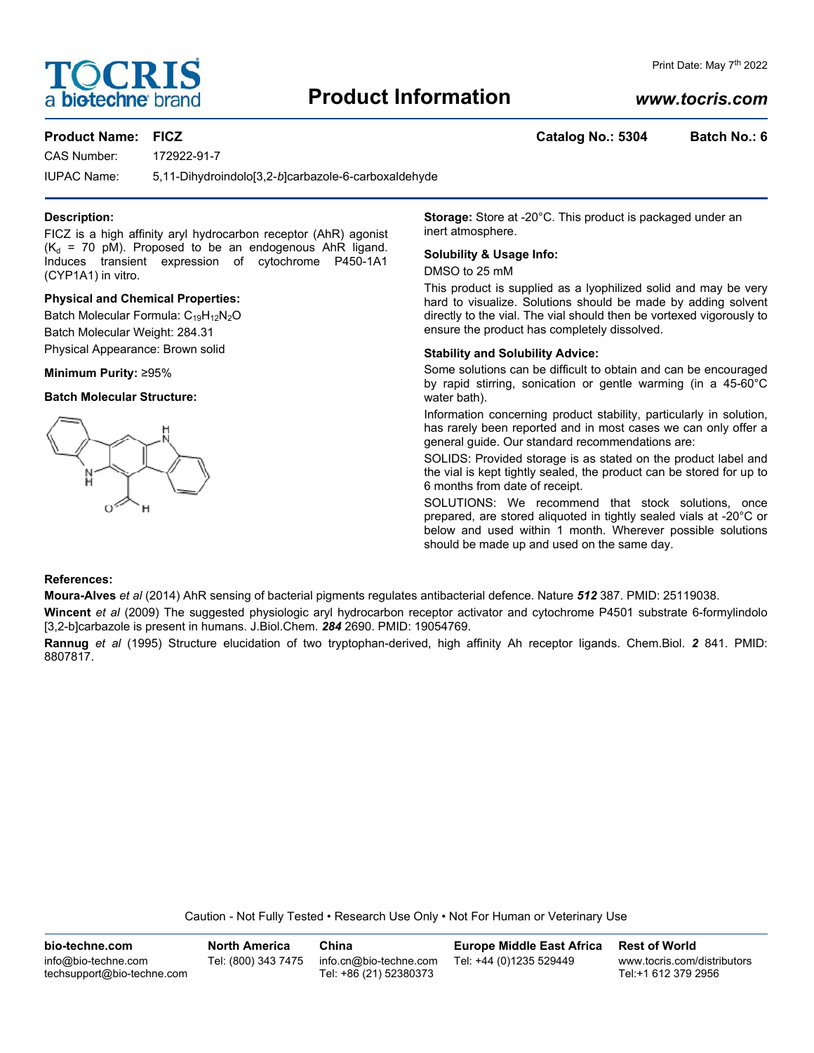# Product Information

Print Date: May 7th 2022

www.tocris.com

**Product Name: FICZ** **Catalog No.: 5304** **Batch No.: 6**

CAS Number: 172922-91-7

IUPAC Name: 5,11-Dihydroindolo[3,2-*b*]carbazole-6-carboxaldehyde

**Description:**

FICZ is a high affinity aryl hydrocarbon receptor (AhR) agonist ($K_d$ = 70 pM). Proposed to be an endogenous AhR ligand. Induces transient expression of cytochrome P450-1A1 (CYP1A1) in vitro.

**Physical and Chemical Properties:**

Batch Molecular Formula: $C_{19}H_{12}N_2O$

Batch Molecular Weight: 284.31

Physical Appearance: Brown solid

**Minimum Purity:** ≥95%

**Batch Molecular Structure:**

**Storage:** Store at -20°C. This product is packaged under an inert atmosphere.

**Solubility & Usage Info:**

DMSO to 25 mM

This product is supplied as a lyophilized solid and may be very hard to visualize. Solutions should be made by adding solvent directly to the vial. The vial should then be vortexed vigorously to ensure the product has completely dissolved.

**Stability and Solubility Advice:**

Some solutions can be difficult to obtain and can be encouraged by rapid stirring, sonication or gentle warming (in a 45-60°C water bath).

Information concerning product stability, particularly in solution, has rarely been reported and in most cases we can only offer a general guide. Our standard recommendations are:

SOLIDS: Provided storage is as stated on the product label and the vial is kept tightly sealed, the product can be stored for up to 6 months from date of receipt.

SOLUTIONS: We recommend that stock solutions, once prepared, are stored aliquoted in tightly sealed vials at -20°C or below and used within 1 month. Wherever possible solutions should be made up and used on the same day.

**References:**

**Moura-Alves** *et al* (2014) AhR sensing of bacterial pigments regulates antibacterial defence. Nature ***512*** 387. PMID: 25119038.

**Wincent** *et al* (2009) The suggested physiologic aryl hydrocarbon receptor activator and cytochrome P4501 substrate 6-formylindolo [3,2-b]carbazole is present in humans. J.Biol.Chem. ***284*** 2690. PMID: 19054769.

**Rannug** *et al* (1995) Structure elucidation of two tryptophan-derived, high affinity Ah receptor ligands. Chem.Biol. ***2*** 841. PMID: 8807817.

Caution - Not Fully Tested • Research Use Only • Not For Human or Veterinary Use

| **bio-techne.com** | **North America** | **China** | **Europe Middle East Africa** | **Rest of World** |
|---|---|---|---|---|
| info@bio-techne.com | Tel: (800) 343 7475 | info.cn@bio-techne.com | Tel: +44 (0)1235 529449 | www.tocris.com/distributors |
| techsupport@bio-techne.com | | Tel: +86 (21) 52380373 | | Tel:+1 612 379 2956 |